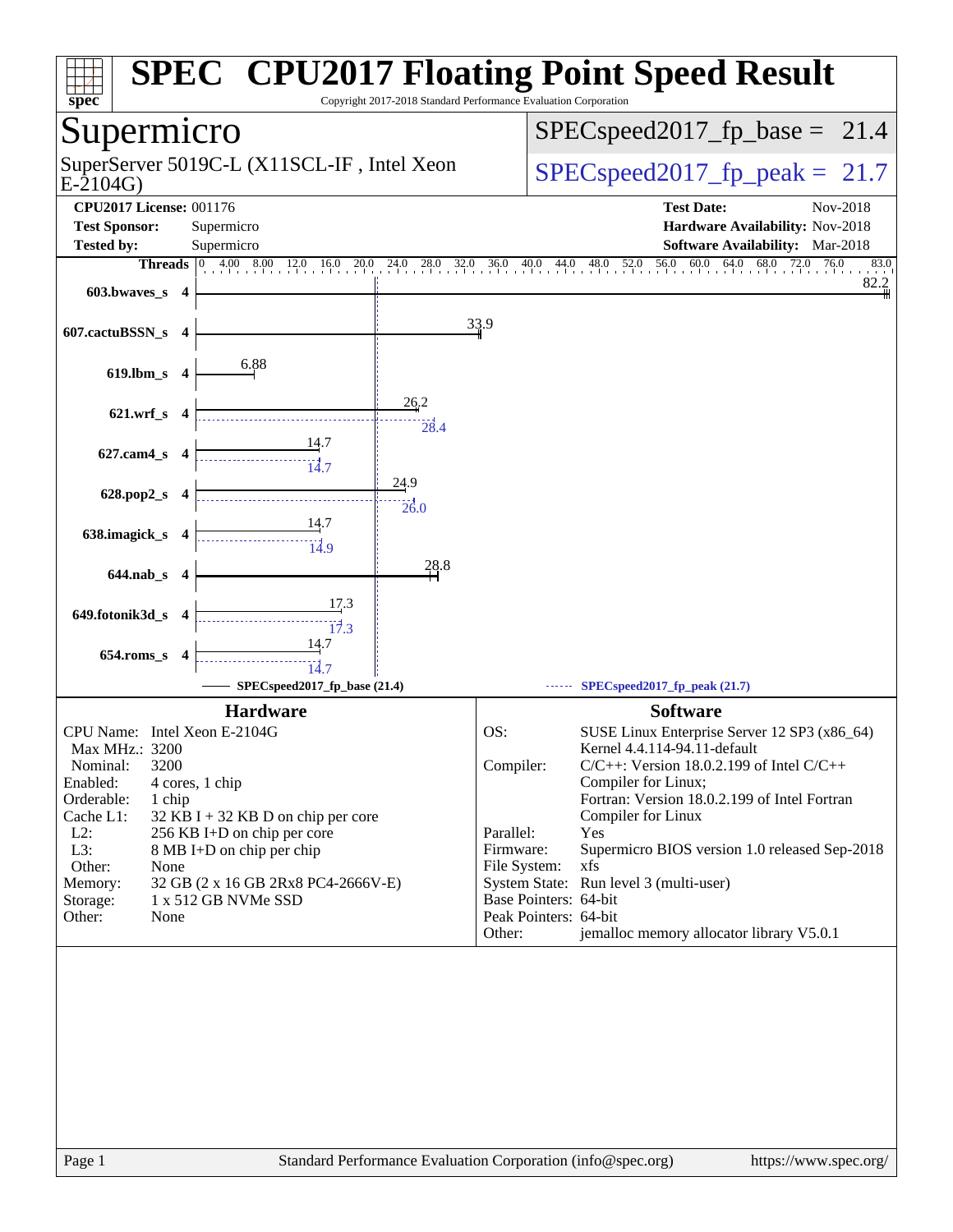# SPEC CPU2017 Floating Point Speed Result

Copyright 2017-2018 Standard Performance Evaluation Corporation

## Supermicro

SuperServer 5019C-L (X11SCL-IF , Intel Xeon E-2104G)

SPECspeed2017_fp_base = 21.4

SPECspeed2017_fp_peak = 21.7

**CPU2017 License:** 001176
**Test Sponsor:** Supermicro
**Tested by:** Supermicro

**Test Date:** Nov-2018
**Hardware Availability:** Nov-2018
**Software Availability:** Mar-2018

| Benchmark | Threads | Base | Peak |
|---|---|---|---|
| 603.bwaves_s | 4 | 82.2 | |
| 607.cactuBSSN_s | 4 | 33.9 | |
| 619.lbm_s | 4 | 6.88 | |
| 621.wrf_s | 4 | 26.2 | 28.4 |
| 627.cam4_s | 4 | 14.7 | 14.7 |
| 628.pop2_s | 4 | 24.9 | 26.0 |
| 638.imagick_s | 4 | 14.7 | 14.9 |
| 644.nab_s | 4 | 28.8 | |
| 649.fotonik3d_s | 4 | 17.3 | 17.3 |
| 654.roms_s | 4 | 14.7 | 14.7 |

SPECspeed2017_fp_base (21.4) — SPECspeed2017_fp_peak (21.7)

## Hardware

| | |
|---|---|
| CPU Name: | Intel Xeon E-2104G |
| Max MHz.: | 3200 |
| Nominal: | 3200 |
| Enabled: | 4 cores, 1 chip |
| Orderable: | 1 chip |
| Cache L1: | 32 KB I + 32 KB D on chip per core |
| L2: | 256 KB I+D on chip per core |
| L3: | 8 MB I+D on chip per chip |
| Other: | None |
| Memory: | 32 GB (2 x 16 GB 2Rx8 PC4-2666V-E) |
| Storage: | 1 x 512 GB NVMe SSD |
| Other: | None |

## Software

| | |
|---|---|
| OS: | SUSE Linux Enterprise Server 12 SP3 (x86_64) Kernel 4.4.114-94.11-default |
| Compiler: | C/C++: Version 18.0.2.199 of Intel C/C++ Compiler for Linux; Fortran: Version 18.0.2.199 of Intel Fortran Compiler for Linux |
| Parallel: | Yes |
| Firmware: | Supermicro BIOS version 1.0 released Sep-2018 |
| File System: | xfs |
| System State: | Run level 3 (multi-user) |
| Base Pointers: | 64-bit |
| Peak Pointers: | 64-bit |
| Other: | jemalloc memory allocator library V5.0.1 |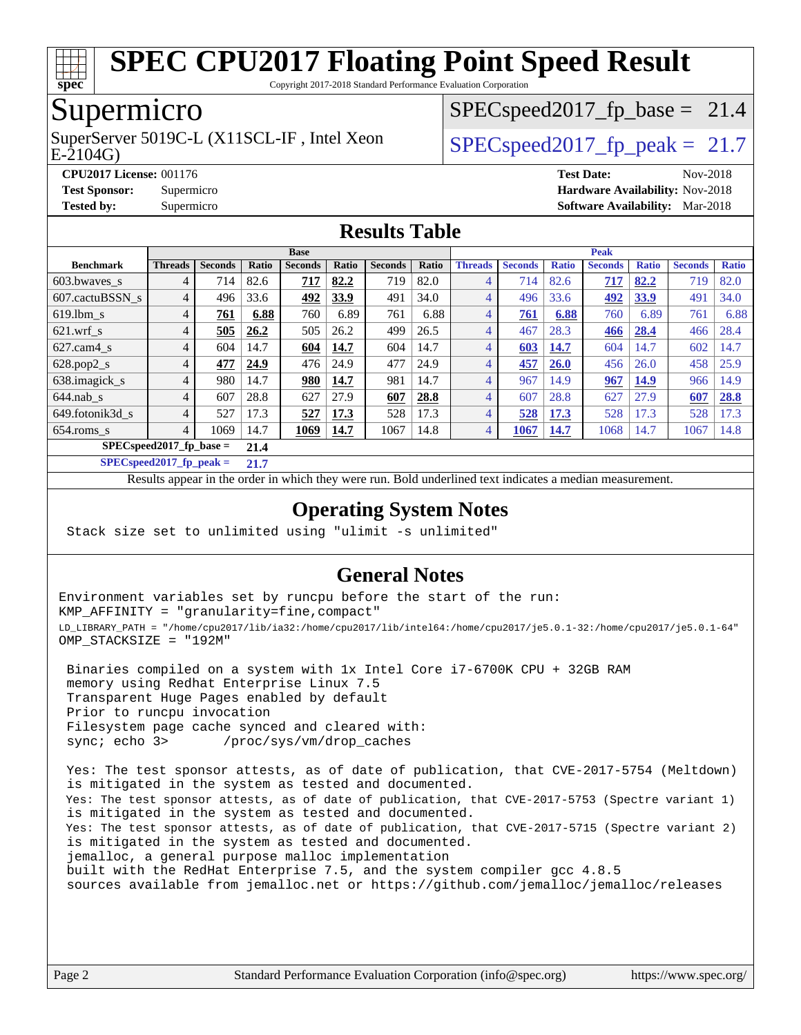# SPEC CPU2017 Floating Point Speed Result

Copyright 2017-2018 Standard Performance Evaluation Corporation

## Supermicro

SuperServer 5019C-L (X11SCL-IF , Intel Xeon E-2104G)

SPECspeed2017_fp_base = 21.4

SPECspeed2017_fp_peak = 21.7

**CPU2017 License:** 001176
**Test Sponsor:** Supermicro
**Tested by:** Supermicro
**Test Date:** Nov-2018
**Hardware Availability:** Nov-2018
**Software Availability:** Mar-2018

## Results Table

| | Base | | | | | | | Peak | | | | | | |
|---|---|---|---|---|---|---|---|---|---|---|---|---|---|---|
| **Benchmark** | **Threads** | **Seconds** | **Ratio** | **Seconds** | **Ratio** | **Seconds** | **Ratio** | **Threads** | **Seconds** | **Ratio** | **Seconds** | **Ratio** | **Seconds** | **Ratio** |
| 603.bwaves_s | 4 | 714 | 82.6 | **717** | **82.2** | 719 | 82.0 | 4 | 714 | 82.6 | **717** | **82.2** | 719 | 82.0 |
| 607.cactuBSSN_s | 4 | 496 | 33.6 | **492** | **33.9** | 491 | 34.0 | 4 | 496 | 33.6 | **492** | **33.9** | 491 | 34.0 |
| 619.lbm_s | 4 | **761** | **6.88** | 760 | 6.89 | 761 | 6.88 | 4 | **761** | **6.88** | 760 | 6.89 | 761 | 6.88 |
| 621.wrf_s | 4 | **505** | **26.2** | 505 | 26.2 | 499 | 26.5 | 4 | 467 | 28.3 | **466** | **28.4** | 466 | 28.4 |
| 627.cam4_s | 4 | 604 | 14.7 | **604** | **14.7** | 604 | 14.7 | 4 | **603** | **14.7** | 604 | 14.7 | 602 | 14.7 |
| 628.pop2_s | 4 | **477** | **24.9** | 476 | 24.9 | 477 | 24.9 | 4 | **457** | **26.0** | 456 | 26.0 | 458 | 25.9 |
| 638.imagick_s | 4 | 980 | 14.7 | **980** | **14.7** | 981 | 14.7 | 4 | 967 | 14.9 | **967** | **14.9** | 966 | 14.9 |
| 644.nab_s | 4 | 607 | 28.8 | 627 | 27.9 | **607** | **28.8** | 4 | 607 | 28.8 | 627 | 27.9 | **607** | **28.8** |
| 649.fotonik3d_s | 4 | 527 | 17.3 | **527** | **17.3** | 528 | 17.3 | 4 | **528** | **17.3** | 528 | 17.3 | 528 | 17.3 |
| 654.roms_s | 4 | 1069 | 14.7 | **1069** | **14.7** | 1067 | 14.8 | 4 | **1067** | **14.7** | 1068 | 14.7 | 1067 | 14.8 |

**SPECspeed2017_fp_base = 21.4**

**SPECspeed2017_fp_peak = 21.7**

Results appear in the order in which they were run. Bold underlined text indicates a median measurement.

## Operating System Notes

```
Stack size set to unlimited using "ulimit -s unlimited"
```

## General Notes

```
Environment variables set by runcpu before the start of the run:
KMP_AFFINITY = "granularity=fine,compact"
LD_LIBRARY_PATH = "/home/cpu2017/lib/ia32:/home/cpu2017/lib/intel64:/home/cpu2017/je5.0.1-32:/home/cpu2017/je5.0.1-64"
OMP_STACKSIZE = "192M"

 Binaries compiled on a system with 1x Intel Core i7-6700K CPU + 32GB RAM
 memory using Redhat Enterprise Linux 7.5
 Transparent Huge Pages enabled by default
 Prior to runcpu invocation
 Filesystem page cache synced and cleared with:
 sync; echo 3>       /proc/sys/vm/drop_caches

 Yes: The test sponsor attests, as of date of publication, that CVE-2017-5754 (Meltdown)
 is mitigated in the system as tested and documented.
 Yes: The test sponsor attests, as of date of publication, that CVE-2017-5753 (Spectre variant 1)
 is mitigated in the system as tested and documented.
 Yes: The test sponsor attests, as of date of publication, that CVE-2017-5715 (Spectre variant 2)
 is mitigated in the system as tested and documented.
 jemalloc, a general purpose malloc implementation
 built with the RedHat Enterprise 7.5, and the system compiler gcc 4.8.5
 sources available from jemalloc.net or https://github.com/jemalloc/jemalloc/releases
```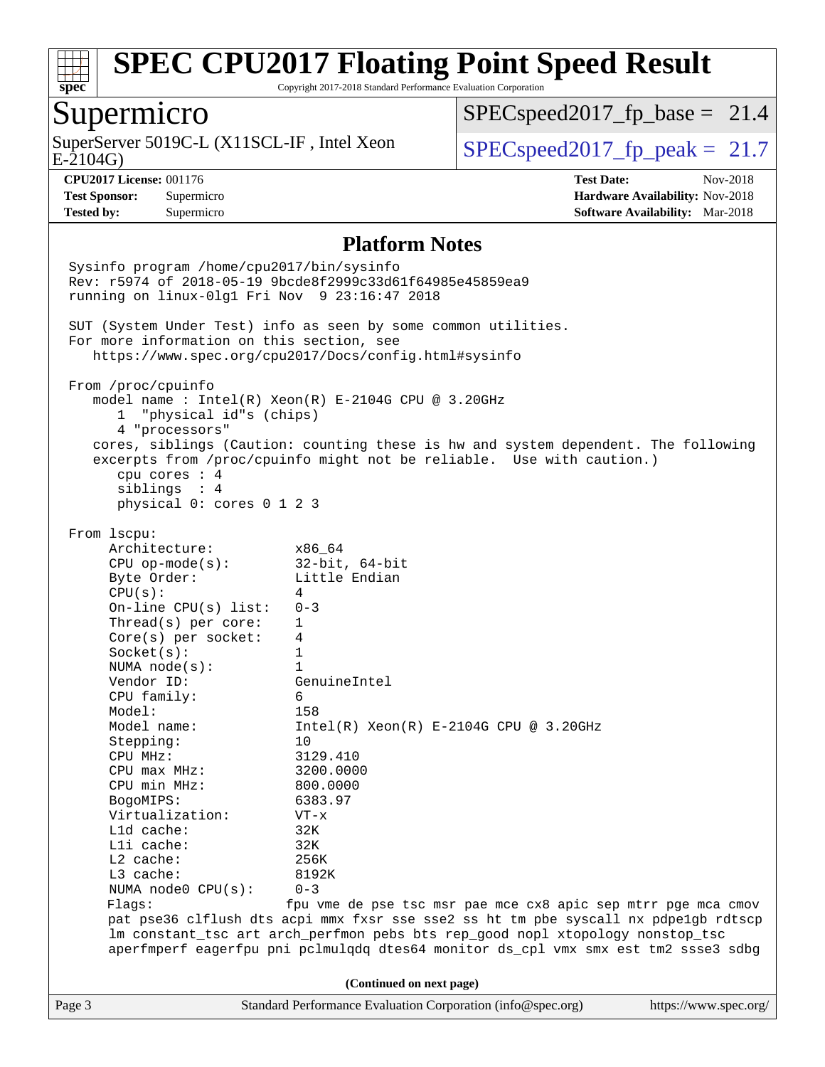# SPEC CPU2017 Floating Point Speed Result

Copyright 2017-2018 Standard Performance Evaluation Corporation

## Supermicro

SuperServer 5019C-L (X11SCL-IF , Intel Xeon E-2104G)

SPECspeed2017_fp_base = 21.4

SPECspeed2017_fp_peak = 21.7

**CPU2017 License:** 001176
**Test Sponsor:** Supermicro
**Tested by:** Supermicro

**Test Date:** Nov-2018
**Hardware Availability:** Nov-2018
**Software Availability:** Mar-2018

## Platform Notes

```
Sysinfo program /home/cpu2017/bin/sysinfo
Rev: r5974 of 2018-05-19 9bcde8f2999c33d61f64985e45859ea9
running on linux-0lg1 Fri Nov  9 23:16:47 2018

SUT (System Under Test) info as seen by some common utilities.
For more information on this section, see
   https://www.spec.org/cpu2017/Docs/config.html#sysinfo

From /proc/cpuinfo
   model name : Intel(R) Xeon(R) E-2104G CPU @ 3.20GHz
      1  "physical id"s (chips)
      4 "processors"
   cores, siblings (Caution: counting these is hw and system dependent. The following
   excerpts from /proc/cpuinfo might not be reliable.  Use with caution.)
      cpu cores : 4
      siblings  : 4
      physical 0: cores 0 1 2 3

From lscpu:
     Architecture:          x86_64
     CPU op-mode(s):        32-bit, 64-bit
     Byte Order:            Little Endian
     CPU(s):                4
     On-line CPU(s) list:   0-3
     Thread(s) per core:    1
     Core(s) per socket:    4
     Socket(s):             1
     NUMA node(s):          1
     Vendor ID:             GenuineIntel
     CPU family:            6
     Model:                 158
     Model name:            Intel(R) Xeon(R) E-2104G CPU @ 3.20GHz
     Stepping:              10
     CPU MHz:               3129.410
     CPU max MHz:           3200.0000
     CPU min MHz:           800.0000
     BogoMIPS:              6383.97
     Virtualization:        VT-x
     L1d cache:             32K
     L1i cache:             32K
     L2 cache:              256K
     L3 cache:              8192K
     NUMA node0 CPU(s):     0-3
     Flags:                 fpu vme de pse tsc msr pae mce cx8 apic sep mtrr pge mca cmov
     pat pse36 clflush dts acpi mmx fxsr sse sse2 ss ht tm pbe syscall nx pdpe1gb rdtscp
     lm constant_tsc art arch_perfmon pebs bts rep_good nopl xtopology nonstop_tsc
     aperfmperf eagerfpu pni pclmulqdq dtes64 monitor ds_cpl vmx smx est tm2 ssse3 sdbg
```

(Continued on next page)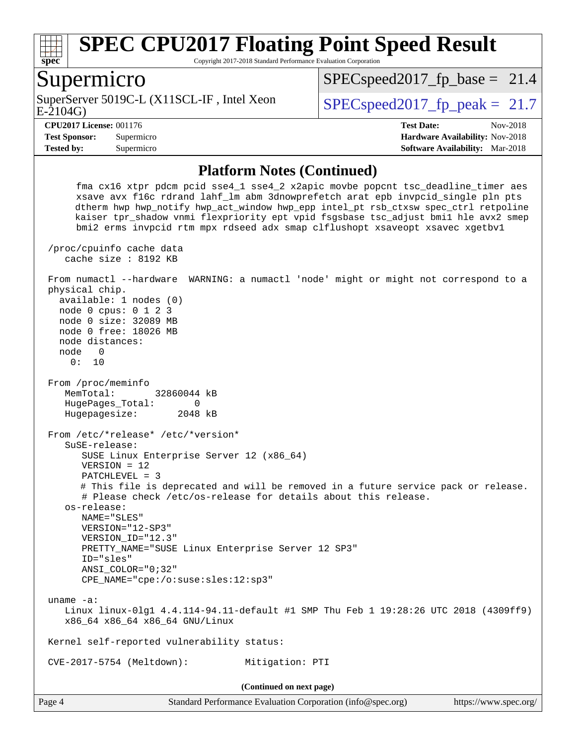## Platform Notes (Continued)

```
     fma cx16 xtpr pdcm pcid sse4_1 sse4_2 x2apic movbe popcnt tsc_deadline_timer aes
     xsave avx f16c rdrand lahf_lm abm 3dnowprefetch arat epb invpcid_single pln pts
     dtherm hwp hwp_notify hwp_act_window hwp_epp intel_pt rsb_ctxsw spec_ctrl retpoline
     kaiser tpr_shadow vnmi flexpriority ept vpid fsgsbase tsc_adjust bmi1 hle avx2 smep
     bmi2 erms invpcid rtm mpx rdseed adx smap clflushopt xsaveopt xsavec xgetbv1

 /proc/cpuinfo cache data
    cache size : 8192 KB

 From numactl --hardware  WARNING: a numactl 'node' might or might not correspond to a
 physical chip.
   available: 1 nodes (0)
   node 0 cpus: 0 1 2 3
   node 0 size: 32089 MB
   node 0 free: 18026 MB
   node distances:
   node   0
     0:  10

 From /proc/meminfo
    MemTotal:       32860044 kB
    HugePages_Total:       0
    Hugepagesize:       2048 kB

 From /etc/*release* /etc/*version*
    SuSE-release:
       SUSE Linux Enterprise Server 12 (x86_64)
       VERSION = 12
       PATCHLEVEL = 3
       # This file is deprecated and will be removed in a future service pack or release.
       # Please check /etc/os-release for details about this release.
    os-release:
       NAME="SLES"
       VERSION="12-SP3"
       VERSION_ID="12.3"
       PRETTY_NAME="SUSE Linux Enterprise Server 12 SP3"
       ID="sles"
       ANSI_COLOR="0;32"
       CPE_NAME="cpe:/o:suse:sles:12:sp3"

 uname -a:
    Linux linux-0lg1 4.4.114-94.11-default #1 SMP Thu Feb 1 19:28:26 UTC 2018 (4309ff9)
    x86_64 x86_64 x86_64 GNU/Linux

 Kernel self-reported vulnerability status:

 CVE-2017-5754 (Meltdown):          Mitigation: PTI
```

**(Continued on next page)**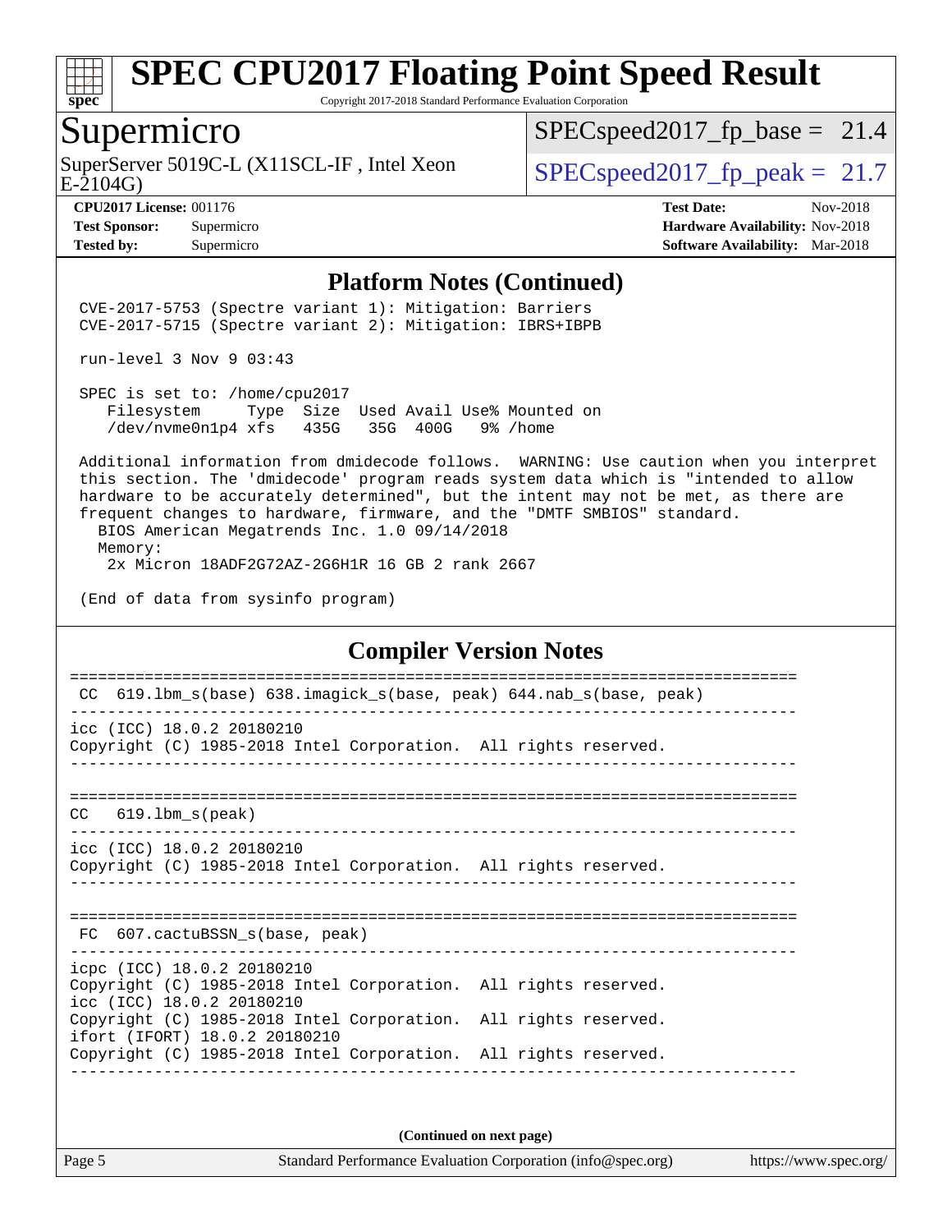# SPEC CPU2017 Floating Point Speed Result

Copyright 2017-2018 Standard Performance Evaluation Corporation

## Supermicro

SuperServer 5019C-L (X11SCL-IF , Intel Xeon E-2104G)

SPECspeed2017_fp_base = 21.4

SPECspeed2017_fp_peak = 21.7

**CPU2017 License:** 001176
**Test Sponsor:** Supermicro
**Tested by:** Supermicro

**Test Date:** Nov-2018
**Hardware Availability:** Nov-2018
**Software Availability:** Mar-2018

### Platform Notes (Continued)

```
CVE-2017-5753 (Spectre variant 1): Mitigation: Barriers
CVE-2017-5715 (Spectre variant 2): Mitigation: IBRS+IBPB

run-level 3 Nov 9 03:43

SPEC is set to: /home/cpu2017
   Filesystem     Type  Size  Used Avail Use% Mounted on
   /dev/nvme0n1p4 xfs   435G   35G  400G   9% /home

Additional information from dmidecode follows.  WARNING: Use caution when you interpret
this section. The 'dmidecode' program reads system data which is "intended to allow
hardware to be accurately determined", but the intent may not be met, as there are
frequent changes to hardware, firmware, and the "DMTF SMBIOS" standard.
  BIOS American Megatrends Inc. 1.0 09/14/2018
  Memory:
    2x Micron 18ADF2G72AZ-2G6H1R 16 GB 2 rank 2667

(End of data from sysinfo program)
```

### Compiler Version Notes

```
==============================================================================
 CC  619.lbm_s(base) 638.imagick_s(base, peak) 644.nab_s(base, peak)
------------------------------------------------------------------------------
icc (ICC) 18.0.2 20180210
Copyright (C) 1985-2018 Intel Corporation.  All rights reserved.
------------------------------------------------------------------------------

==============================================================================
CC   619.lbm_s(peak)
------------------------------------------------------------------------------
icc (ICC) 18.0.2 20180210
Copyright (C) 1985-2018 Intel Corporation.  All rights reserved.
------------------------------------------------------------------------------

==============================================================================
 FC  607.cactuBSSN_s(base, peak)
------------------------------------------------------------------------------
icpc (ICC) 18.0.2 20180210
Copyright (C) 1985-2018 Intel Corporation.  All rights reserved.
icc (ICC) 18.0.2 20180210
Copyright (C) 1985-2018 Intel Corporation.  All rights reserved.
ifort (IFORT) 18.0.2 20180210
Copyright (C) 1985-2018 Intel Corporation.  All rights reserved.
------------------------------------------------------------------------------
```

(Continued on next page)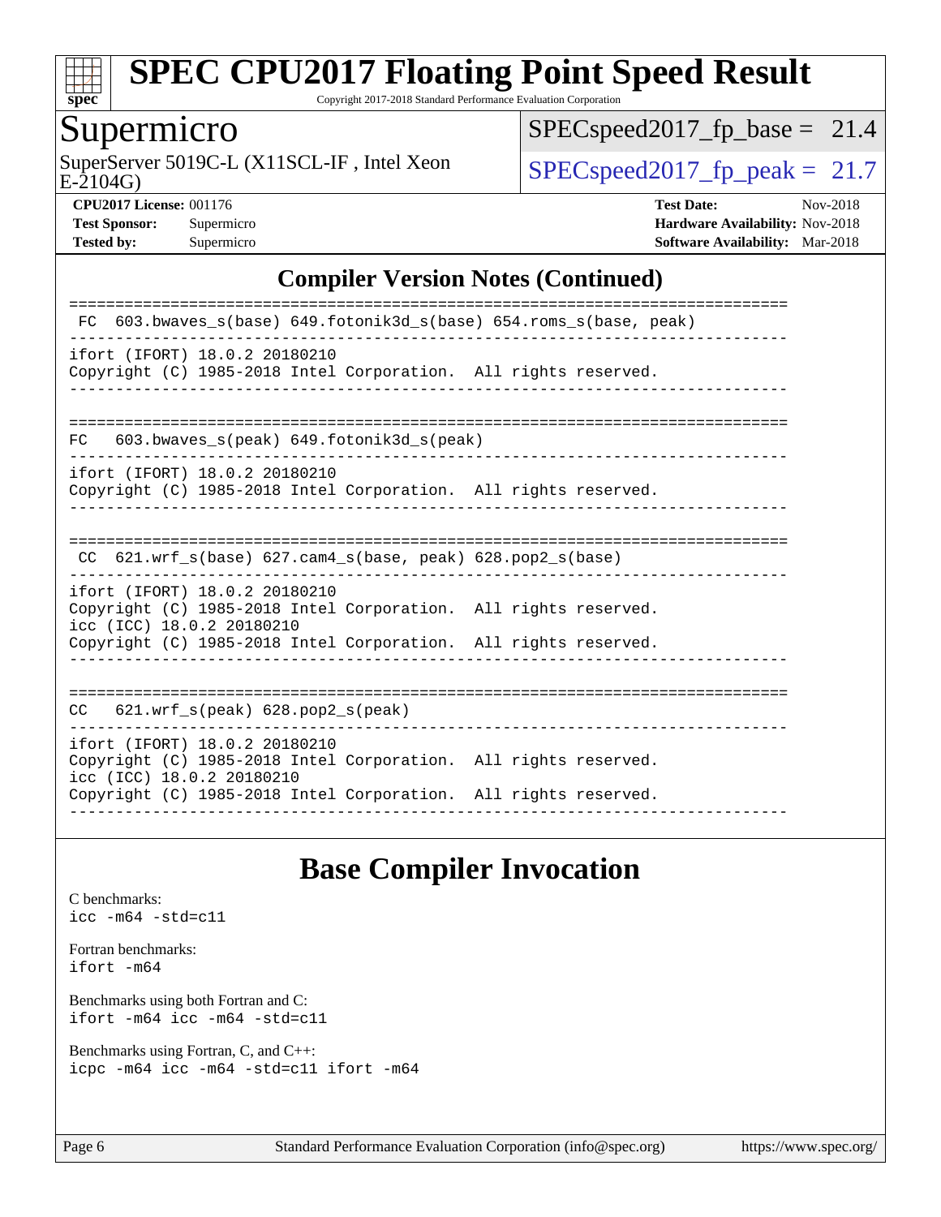## Compiler Version Notes (Continued)

```
==============================================================================
 FC  603.bwaves_s(base) 649.fotonik3d_s(base) 654.roms_s(base, peak)
------------------------------------------------------------------------------
ifort (IFORT) 18.0.2 20180210
Copyright (C) 1985-2018 Intel Corporation.  All rights reserved.
------------------------------------------------------------------------------

==============================================================================
FC   603.bwaves_s(peak) 649.fotonik3d_s(peak)
------------------------------------------------------------------------------
ifort (IFORT) 18.0.2 20180210
Copyright (C) 1985-2018 Intel Corporation.  All rights reserved.
------------------------------------------------------------------------------

==============================================================================
 CC  621.wrf_s(base) 627.cam4_s(base, peak) 628.pop2_s(base)
------------------------------------------------------------------------------
ifort (IFORT) 18.0.2 20180210
Copyright (C) 1985-2018 Intel Corporation.  All rights reserved.
icc (ICC) 18.0.2 20180210
Copyright (C) 1985-2018 Intel Corporation.  All rights reserved.
------------------------------------------------------------------------------

==============================================================================
CC   621.wrf_s(peak) 628.pop2_s(peak)
------------------------------------------------------------------------------
ifort (IFORT) 18.0.2 20180210
Copyright (C) 1985-2018 Intel Corporation.  All rights reserved.
icc (ICC) 18.0.2 20180210
Copyright (C) 1985-2018 Intel Corporation.  All rights reserved.
------------------------------------------------------------------------------
```

## Base Compiler Invocation

C benchmarks:
icc -m64 -std=c11

Fortran benchmarks:
ifort -m64

Benchmarks using both Fortran and C:
ifort -m64 icc -m64 -std=c11

Benchmarks using Fortran, C, and C++:
icpc -m64 icc -m64 -std=c11 ifort -m64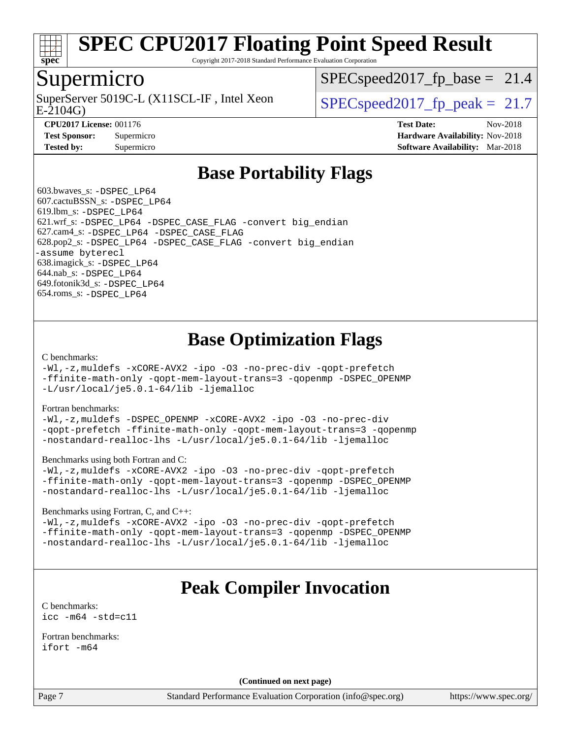# SPEC CPU2017 Floating Point Speed Result

Copyright 2017-2018 Standard Performance Evaluation Corporation

## Supermicro

SuperServer 5019C-L (X11SCL-IF , Intel Xeon E-2104G)

SPECspeed2017_fp_base = 21.4

SPECspeed2017_fp_peak = 21.7

**CPU2017 License:** 001176
**Test Sponsor:** Supermicro
**Tested by:** Supermicro

**Test Date:** Nov-2018
**Hardware Availability:** Nov-2018
**Software Availability:** Mar-2018

## Base Portability Flags

603.bwaves_s: -DSPEC_LP64
607.cactuBSSN_s: -DSPEC_LP64
619.lbm_s: -DSPEC_LP64
621.wrf_s: -DSPEC_LP64 -DSPEC_CASE_FLAG -convert big_endian
627.cam4_s: -DSPEC_LP64 -DSPEC_CASE_FLAG
628.pop2_s: -DSPEC_LP64 -DSPEC_CASE_FLAG -convert big_endian -assume byterecl
638.imagick_s: -DSPEC_LP64
644.nab_s: -DSPEC_LP64
649.fotonik3d_s: -DSPEC_LP64
654.roms_s: -DSPEC_LP64

## Base Optimization Flags

C benchmarks:
-Wl,-z,muldefs -xCORE-AVX2 -ipo -O3 -no-prec-div -qopt-prefetch -ffinite-math-only -qopt-mem-layout-trans=3 -qopenmp -DSPEC_OPENMP -L/usr/local/je5.0.1-64/lib -ljemalloc

Fortran benchmarks:
-Wl,-z,muldefs -DSPEC_OPENMP -xCORE-AVX2 -ipo -O3 -no-prec-div -qopt-prefetch -ffinite-math-only -qopt-mem-layout-trans=3 -qopenmp -nostandard-realloc-lhs -L/usr/local/je5.0.1-64/lib -ljemalloc

Benchmarks using both Fortran and C:
-Wl,-z,muldefs -xCORE-AVX2 -ipo -O3 -no-prec-div -qopt-prefetch -ffinite-math-only -qopt-mem-layout-trans=3 -qopenmp -DSPEC_OPENMP -nostandard-realloc-lhs -L/usr/local/je5.0.1-64/lib -ljemalloc

Benchmarks using Fortran, C, and C++:
-Wl,-z,muldefs -xCORE-AVX2 -ipo -O3 -no-prec-div -qopt-prefetch -ffinite-math-only -qopt-mem-layout-trans=3 -qopenmp -DSPEC_OPENMP -nostandard-realloc-lhs -L/usr/local/je5.0.1-64/lib -ljemalloc

## Peak Compiler Invocation

C benchmarks:
icc -m64 -std=c11

Fortran benchmarks:
ifort -m64

**(Continued on next page)**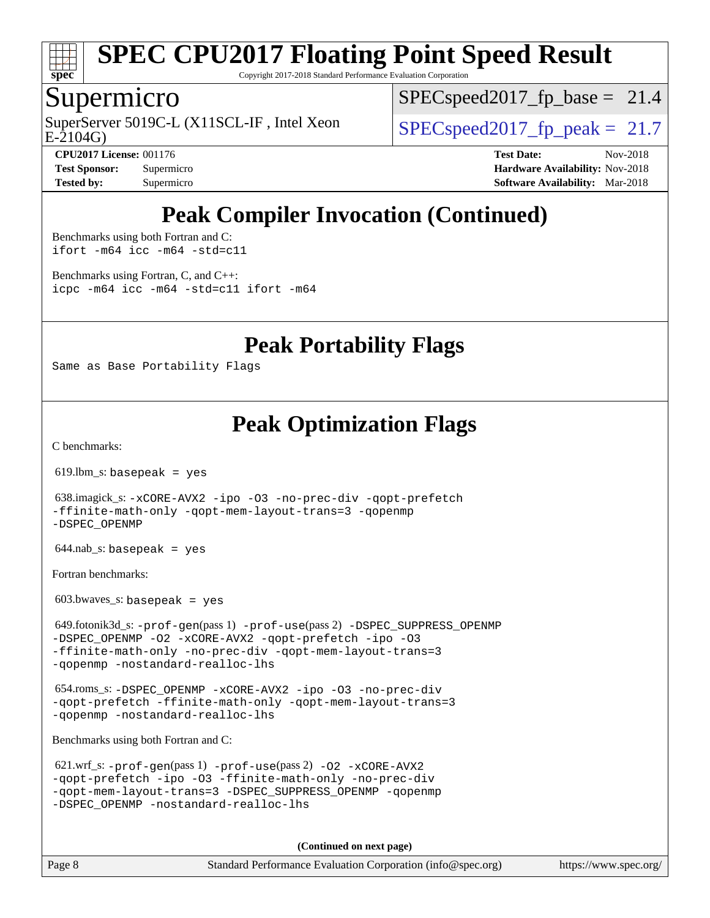## Peak Compiler Invocation (Continued)

Benchmarks using both Fortran and C:
```
ifort -m64 icc -m64 -std=c11
```

Benchmarks using Fortran, C, and C++:
```
icpc -m64 icc -m64 -std=c11 ifort -m64
```

## Peak Portability Flags

```
Same as Base Portability Flags
```

## Peak Optimization Flags

C benchmarks:

619.lbm_s: `basepeak = yes`

638.imagick_s: `-xCORE-AVX2 -ipo -O3 -no-prec-div -qopt-prefetch -ffinite-math-only -qopt-mem-layout-trans=3 -qopenmp -DSPEC_OPENMP`

644.nab_s: `basepeak = yes`

Fortran benchmarks:

603.bwaves_s: `basepeak = yes`

649.fotonik3d_s: `-prof-gen`(pass 1) `-prof-use`(pass 2) `-DSPEC_SUPPRESS_OPENMP -DSPEC_OPENMP -O2 -xCORE-AVX2 -qopt-prefetch -ipo -O3 -ffinite-math-only -no-prec-div -qopt-mem-layout-trans=3 -qopenmp -nostandard-realloc-lhs`

654.roms_s: `-DSPEC_OPENMP -xCORE-AVX2 -ipo -O3 -no-prec-div -qopt-prefetch -ffinite-math-only -qopt-mem-layout-trans=3 -qopenmp -nostandard-realloc-lhs`

Benchmarks using both Fortran and C:

621.wrf_s: `-prof-gen`(pass 1) `-prof-use`(pass 2) `-O2 -xCORE-AVX2 -qopt-prefetch -ipo -O3 -ffinite-math-only -no-prec-div -qopt-mem-layout-trans=3 -DSPEC_SUPPRESS_OPENMP -qopenmp -DSPEC_OPENMP -nostandard-realloc-lhs`

**(Continued on next page)**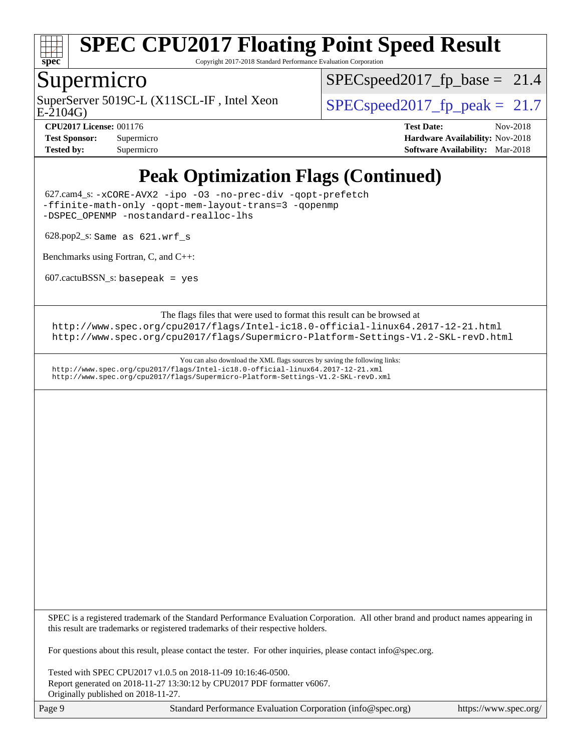# Peak Optimization Flags (Continued)

627.cam4_s: -xCORE-AVX2 -ipo -O3 -no-prec-div -qopt-prefetch -ffinite-math-only -qopt-mem-layout-trans=3 -qopenmp -DSPEC_OPENMP -nostandard-realloc-lhs

628.pop2_s: Same as 621.wrf_s

Benchmarks using Fortran, C, and C++:

607.cactuBSSN_s: basepeak = yes

The flags files that were used to format this result can be browsed at
http://www.spec.org/cpu2017/flags/Intel-ic18.0-official-linux64.2017-12-21.html
http://www.spec.org/cpu2017/flags/Supermicro-Platform-Settings-V1.2-SKL-revD.html

You can also download the XML flags sources by saving the following links:
http://www.spec.org/cpu2017/flags/Intel-ic18.0-official-linux64.2017-12-21.xml
http://www.spec.org/cpu2017/flags/Supermicro-Platform-Settings-V1.2-SKL-revD.xml

SPEC is a registered trademark of the Standard Performance Evaluation Corporation. All other brand and product names appearing in this result are trademarks or registered trademarks of their respective holders.

For questions about this result, please contact the tester. For other inquiries, please contact info@spec.org.

Tested with SPEC CPU2017 v1.0.5 on 2018-11-09 10:16:46-0500.
Report generated on 2018-11-27 13:30:12 by CPU2017 PDF formatter v6067.
Originally published on 2018-11-27.